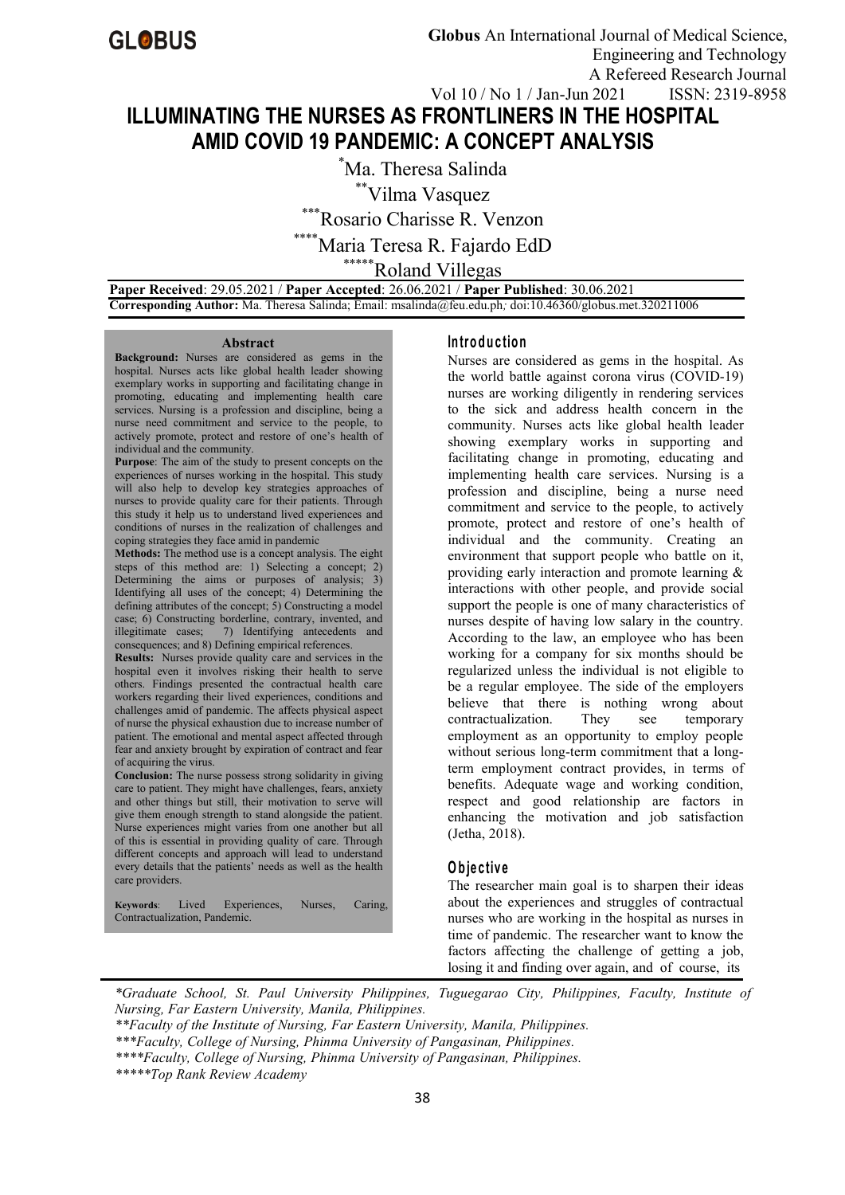# ILLUMINATING THE NURSES AS FRONTLINERS IN THE HOSPITAL AMID COVID 19 PANDEMIC: A CONCEPT ANALYSIS

*Ma. Theresa Salinda

**Vilma Vasquez

***Rosario Charisse R. Venzon

****Maria Teresa R. Fajardo EdD

*****Roland Villegas

**Paper Received**: 29.05.2021 / **Paper Accepted**: 26.06.2021 / **Paper Published**: 30.06.2021

**Corresponding Author:** Ma. Theresa Salinda; Email: msalinda@feu.edu.ph*;* doi:10.46360/globus.met.320211006

## Abstract

**Background:** Nurses are considered as gems in the hospital. Nurses acts like global health leader showing exemplary works in supporting and facilitating change in promoting, educating and implementing health care services. Nursing is a profession and discipline, being a nurse need commitment and service to the people, to actively promote, protect and restore of one's health of individual and the community.

**Purpose**: The aim of the study to present concepts on the experiences of nurses working in the hospital. This study will also help to develop key strategies approaches of nurses to provide quality care for their patients. Through this study it help us to understand lived experiences and conditions of nurses in the realization of challenges and coping strategies they face amid in pandemic

**Methods:** The method use is a concept analysis. The eight steps of this method are: 1) Selecting a concept; 2) Determining the aims or purposes of analysis; 3) Identifying all uses of the concept; 4) Determining the defining attributes of the concept; 5) Constructing a model case; 6) Constructing borderline, contrary, invented, and illegitimate cases; 7) Identifying antecedents and consequences; and 8) Defining empirical references.

**Results:** Nurses provide quality care and services in the hospital even it involves risking their health to serve others. Findings presented the contractual health care workers regarding their lived experiences, conditions and challenges amid of pandemic. The affects physical aspect of nurse the physical exhaustion due to increase number of patient. The emotional and mental aspect affected through fear and anxiety brought by expiration of contract and fear of acquiring the virus.

**Conclusion:** The nurse possess strong solidarity in giving care to patient. They might have challenges, fears, anxiety and other things but still, their motivation to serve will give them enough strength to stand alongside the patient. Nurse experiences might varies from one another but all of this is essential in providing quality of care. Through different concepts and approach will lead to understand every details that the patients' needs as well as the health care providers.

**Keywords**: Lived Experiences, Nurses, Caring, Contractualization, Pandemic.

## Introduction

Nurses are considered as gems in the hospital. As the world battle against corona virus (COVID-19) nurses are working diligently in rendering services to the sick and address health concern in the community. Nurses acts like global health leader showing exemplary works in supporting and facilitating change in promoting, educating and implementing health care services. Nursing is a profession and discipline, being a nurse need commitment and service to the people, to actively promote, protect and restore of one's health of individual and the community. Creating an environment that support people who battle on it, providing early interaction and promote learning & interactions with other people, and provide social support the people is one of many characteristics of nurses despite of having low salary in the country. According to the law, an employee who has been working for a company for six months should be regularized unless the individual is not eligible to be a regular employee. The side of the employers believe that there is nothing wrong about contractualization. They see temporary employment as an opportunity to employ people without serious long-term commitment that a long-term employment contract provides, in terms of benefits. Adequate wage and working condition, respect and good relationship are factors in enhancing the motivation and job satisfaction (Jetha, 2018).

## Objective

The researcher main goal is to sharpen their ideas about the experiences and struggles of contractual nurses who are working in the hospital as nurses in time of pandemic. The researcher want to know the factors affecting the challenge of getting a job, losing it and finding over again, and of course, its

*\*Graduate School, St. Paul University Philippines, Tuguegarao City, Philippines, Faculty, Institute of Nursing, Far Eastern University, Manila, Philippines.*

*\*\*Faculty of the Institute of Nursing, Far Eastern University, Manila, Philippines.*

*\*\*\*Faculty, College of Nursing, Phinma University of Pangasinan, Philippines.*

*\*\*\*\*Faculty, College of Nursing, Phinma University of Pangasinan, Philippines.*

*\*\*\*\*\*Top Rank Review Academy*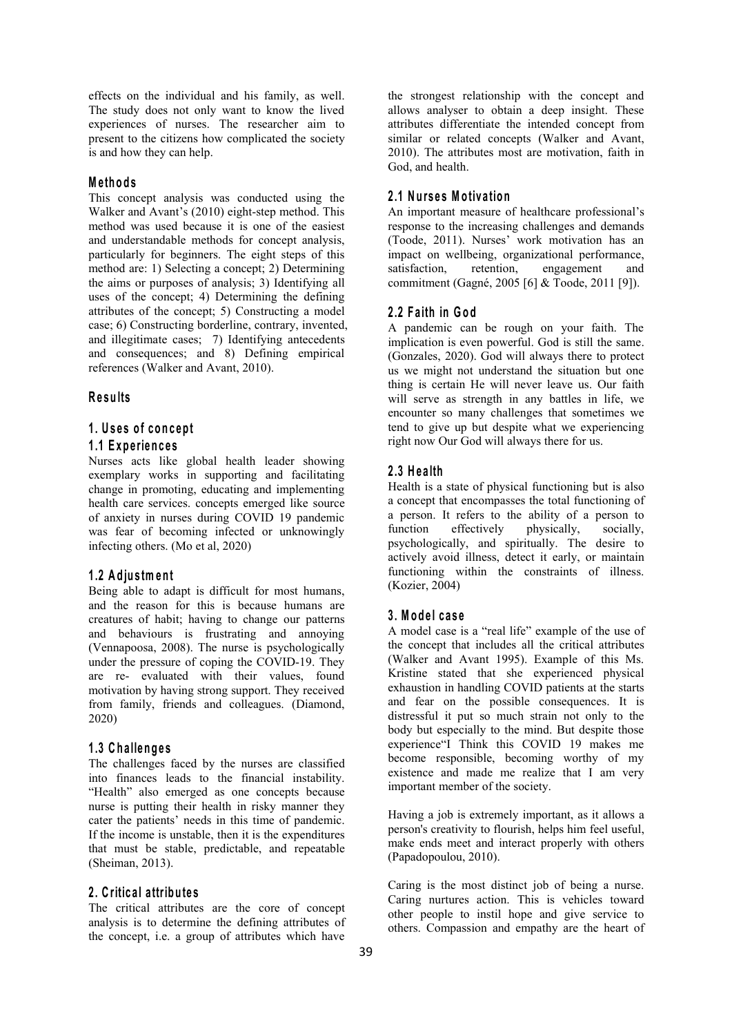effects on the individual and his family, as well. The study does not only want to know the lived experiences of nurses. The researcher aim to present to the citizens how complicated the society is and how they can help.

## Methods

This concept analysis was conducted using the Walker and Avant's (2010) eight-step method. This method was used because it is one of the easiest and understandable methods for concept analysis, particularly for beginners. The eight steps of this method are: 1) Selecting a concept; 2) Determining the aims or purposes of analysis; 3) Identifying all uses of the concept; 4) Determining the defining attributes of the concept; 5) Constructing a model case; 6) Constructing borderline, contrary, invented, and illegitimate cases; 7) Identifying antecedents and consequences; and 8) Defining empirical references (Walker and Avant, 2010).

## Results

### 1. Uses of concept

### 1.1 Experiences

Nurses acts like global health leader showing exemplary works in supporting and facilitating change in promoting, educating and implementing health care services. concepts emerged like source of anxiety in nurses during COVID 19 pandemic was fear of becoming infected or unknowingly infecting others. (Mo et al, 2020)

### 1.2 Adjustment

Being able to adapt is difficult for most humans, and the reason for this is because humans are creatures of habit; having to change our patterns and behaviours is frustrating and annoying (Vennapoosa, 2008). The nurse is psychologically under the pressure of coping the COVID-19. They are re- evaluated with their values, found motivation by having strong support. They received from family, friends and colleagues. (Diamond, 2020)

### 1.3 Challenges

The challenges faced by the nurses are classified into finances leads to the financial instability. "Health" also emerged as one concepts because nurse is putting their health in risky manner they cater the patients' needs in this time of pandemic. If the income is unstable, then it is the expenditures that must be stable, predictable, and repeatable (Sheiman, 2013).

### 2. Critical attributes

The critical attributes are the core of concept analysis is to determine the defining attributes of the concept, i.e. a group of attributes which have the strongest relationship with the concept and allows analyser to obtain a deep insight. These attributes differentiate the intended concept from similar or related concepts (Walker and Avant, 2010). The attributes most are motivation, faith in God, and health.

### 2.1 Nurses Motivation

An important measure of healthcare professional's response to the increasing challenges and demands (Toode, 2011). Nurses' work motivation has an impact on wellbeing, organizational performance, satisfaction, retention, engagement and commitment (Gagné, 2005 [6] & Toode, 2011 [9]).

### 2.2 Faith in God

A pandemic can be rough on your faith. The implication is even powerful. God is still the same. (Gonzales, 2020). God will always there to protect us we might not understand the situation but one thing is certain He will never leave us. Our faith will serve as strength in any battles in life, we encounter so many challenges that sometimes we tend to give up but despite what we experiencing right now Our God will always there for us.

### 2.3 Health

Health is a state of physical functioning but is also a concept that encompasses the total functioning of a person. It refers to the ability of a person to function effectively physically, socially, psychologically, and spiritually. The desire to actively avoid illness, detect it early, or maintain functioning within the constraints of illness. (Kozier, 2004)

### 3. Model case

A model case is a "real life" example of the use of the concept that includes all the critical attributes (Walker and Avant 1995). Example of this Ms. Kristine stated that she experienced physical exhaustion in handling COVID patients at the starts and fear on the possible consequences. It is distressful it put so much strain not only to the body but especially to the mind. But despite those experience"I Think this COVID 19 makes me become responsible, becoming worthy of my existence and made me realize that I am very important member of the society.

Having a job is extremely important, as it allows a person's creativity to flourish, helps him feel useful, make ends meet and interact properly with others (Papadopoulou, 2010).

Caring is the most distinct job of being a nurse. Caring nurtures action. This is vehicles toward other people to instil hope and give service to others. Compassion and empathy are the heart of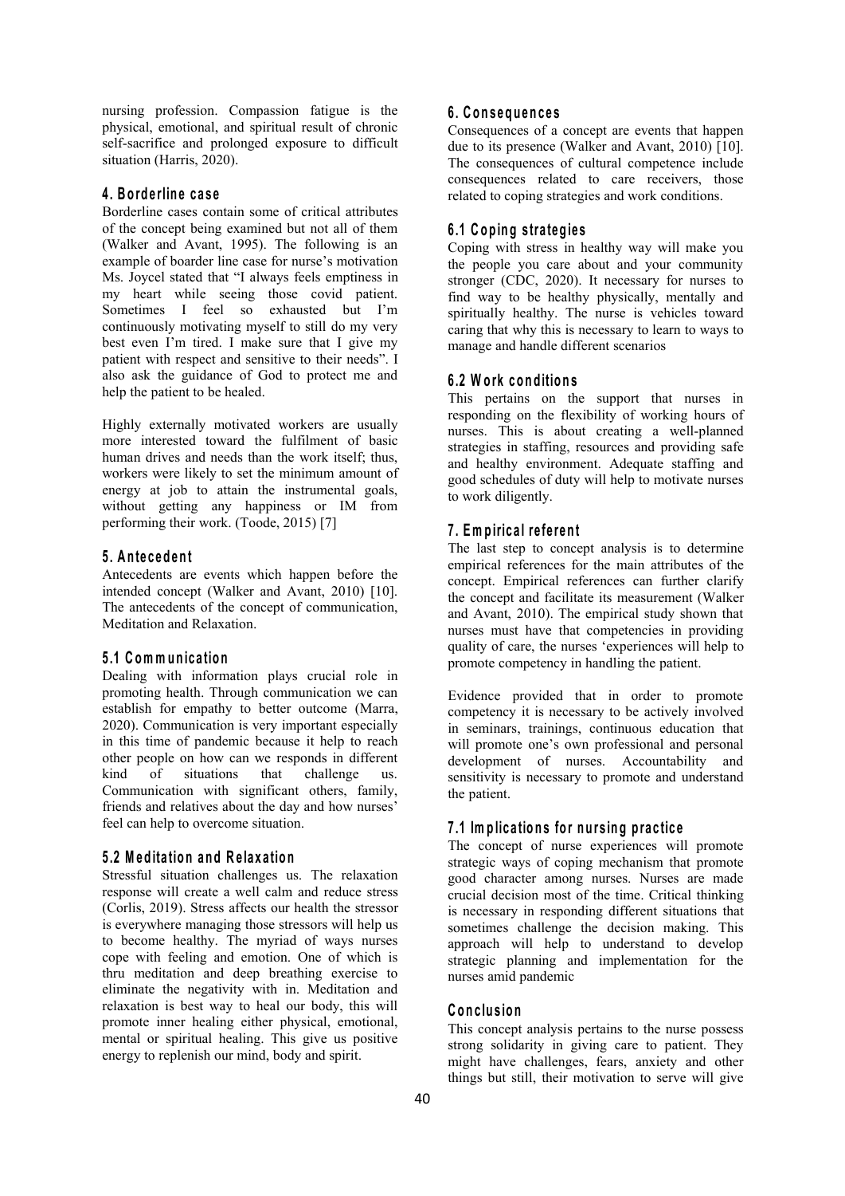nursing profession. Compassion fatigue is the physical, emotional, and spiritual result of chronic self-sacrifice and prolonged exposure to difficult situation (Harris, 2020).

## 4. Borderline case

Borderline cases contain some of critical attributes of the concept being examined but not all of them (Walker and Avant, 1995). The following is an example of boarder line case for nurse's motivation Ms. Joycel stated that "I always feels emptiness in my heart while seeing those covid patient. Sometimes I feel so exhausted but I'm continuously motivating myself to still do my very best even I'm tired. I make sure that I give my patient with respect and sensitive to their needs". I also ask the guidance of God to protect me and help the patient to be healed.

Highly externally motivated workers are usually more interested toward the fulfilment of basic human drives and needs than the work itself; thus, workers were likely to set the minimum amount of energy at job to attain the instrumental goals, without getting any happiness or IM from performing their work. (Toode, 2015) [7]

## 5. Antecedent

Antecedents are events which happen before the intended concept (Walker and Avant, 2010) [10]. The antecedents of the concept of communication, Meditation and Relaxation.

### 5.1 Communication

Dealing with information plays crucial role in promoting health. Through communication we can establish for empathy to better outcome (Marra, 2020). Communication is very important especially in this time of pandemic because it help to reach other people on how can we responds in different kind of situations that challenge us. Communication with significant others, family, friends and relatives about the day and how nurses' feel can help to overcome situation.

### 5.2 Meditation and Relaxation

Stressful situation challenges us. The relaxation response will create a well calm and reduce stress (Corlis, 2019). Stress affects our health the stressor is everywhere managing those stressors will help us to become healthy. The myriad of ways nurses cope with feeling and emotion. One of which is thru meditation and deep breathing exercise to eliminate the negativity with in. Meditation and relaxation is best way to heal our body, this will promote inner healing either physical, emotional, mental or spiritual healing. This give us positive energy to replenish our mind, body and spirit.

## 6. Consequences

Consequences of a concept are events that happen due to its presence (Walker and Avant, 2010) [10]. The consequences of cultural competence include consequences related to care receivers, those related to coping strategies and work conditions.

### 6.1 Coping strategies

Coping with stress in healthy way will make you the people you care about and your community stronger (CDC, 2020). It necessary for nurses to find way to be healthy physically, mentally and spiritually healthy. The nurse is vehicles toward caring that why this is necessary to learn to ways to manage and handle different scenarios

### 6.2 Work conditions

This pertains on the support that nurses in responding on the flexibility of working hours of nurses. This is about creating a well-planned strategies in staffing, resources and providing safe and healthy environment. Adequate staffing and good schedules of duty will help to motivate nurses to work diligently.

## 7. Empirical referent

The last step to concept analysis is to determine empirical references for the main attributes of the concept. Empirical references can further clarify the concept and facilitate its measurement (Walker and Avant, 2010). The empirical study shown that nurses must have that competencies in providing quality of care, the nurses 'experiences will help to promote competency in handling the patient.

Evidence provided that in order to promote competency it is necessary to be actively involved in seminars, trainings, continuous education that will promote one's own professional and personal development of nurses. Accountability and sensitivity is necessary to promote and understand the patient.

### 7.1 Implications for nursing practice

The concept of nurse experiences will promote strategic ways of coping mechanism that promote good character among nurses. Nurses are made crucial decision most of the time. Critical thinking is necessary in responding different situations that sometimes challenge the decision making. This approach will help to understand to develop strategic planning and implementation for the nurses amid pandemic

## Conclusion

This concept analysis pertains to the nurse possess strong solidarity in giving care to patient. They might have challenges, fears, anxiety and other things but still, their motivation to serve will give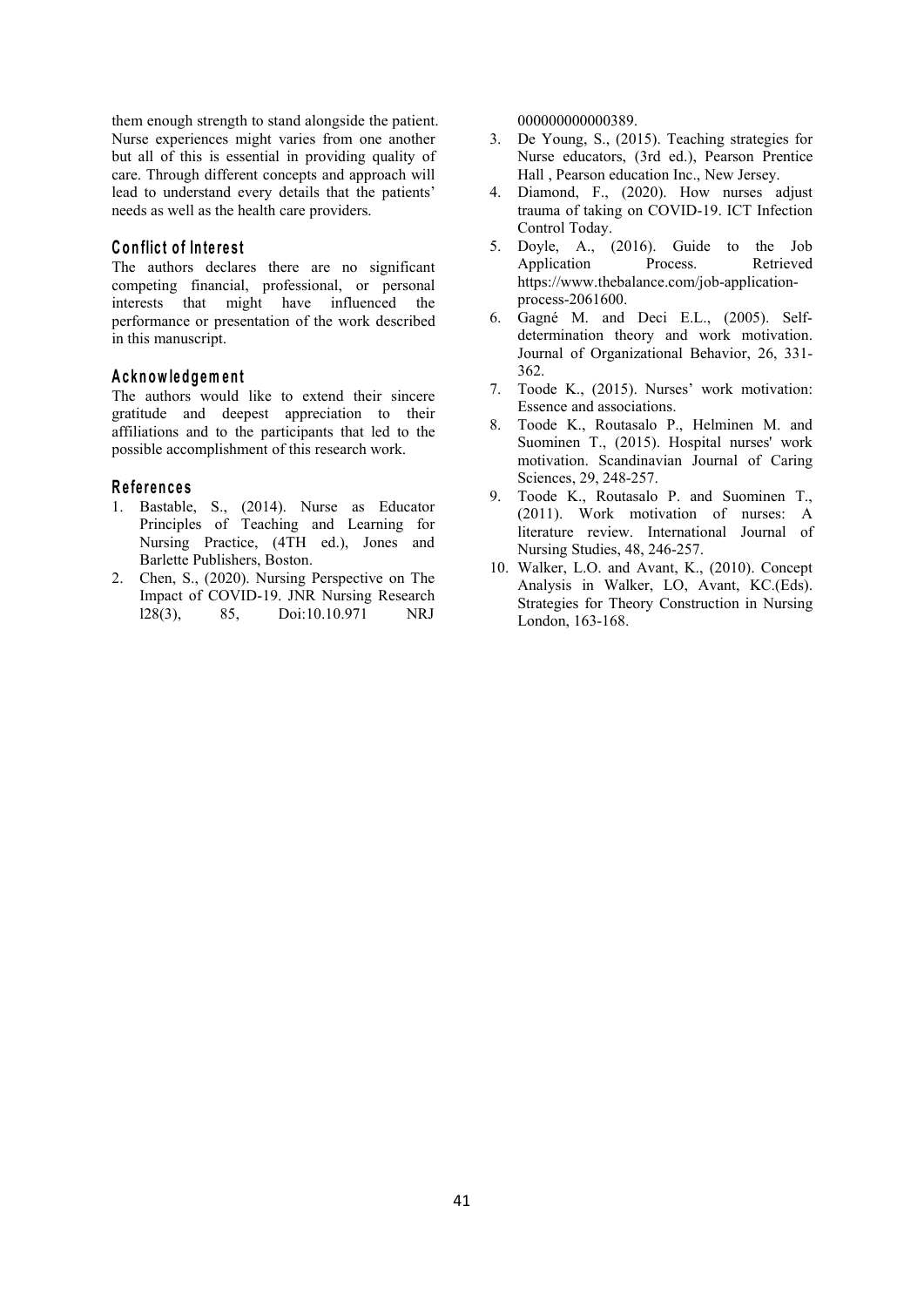them enough strength to stand alongside the patient. Nurse experiences might varies from one another but all of this is essential in providing quality of care. Through different concepts and approach will lead to understand every details that the patients' needs as well as the health care providers.

## Conflict of Interest

The authors declares there are no significant competing financial, professional, or personal interests that might have influenced the performance or presentation of the work described in this manuscript.

## Acknowledgement

The authors would like to extend their sincere gratitude and deepest appreciation to their affiliations and to the participants that led to the possible accomplishment of this research work.

## References

1. Bastable, S., (2014). Nurse as Educator Principles of Teaching and Learning for Nursing Practice, (4TH ed.), Jones and Barlette Publishers, Boston.
2. Chen, S., (2020). Nursing Perspective on The Impact of COVID-19. JNR Nursing Research l28(3), 85, Doi:10.10.971 NRJ 000000000000389.
3. De Young, S., (2015). Teaching strategies for Nurse educators, (3rd ed.), Pearson Prentice Hall , Pearson education Inc., New Jersey.
4. Diamond, F., (2020). How nurses adjust trauma of taking on COVID-19. ICT Infection Control Today.
5. Doyle, A., (2016). Guide to the Job Application Process. Retrieved https://www.thebalance.com/job-application-process-2061600.
6. Gagné M. and Deci E.L., (2005). Self-determination theory and work motivation. Journal of Organizational Behavior, 26, 331-362.
7. Toode K., (2015). Nurses' work motivation: Essence and associations.
8. Toode K., Routasalo P., Helminen M. and Suominen T., (2015). Hospital nurses' work motivation. Scandinavian Journal of Caring Sciences, 29, 248-257.
9. Toode K., Routasalo P. and Suominen T., (2011). Work motivation of nurses: A literature review. International Journal of Nursing Studies, 48, 246-257.
10. Walker, L.O. and Avant, K., (2010). Concept Analysis in Walker, LO, Avant, KC.(Eds). Strategies for Theory Construction in Nursing London, 163-168.